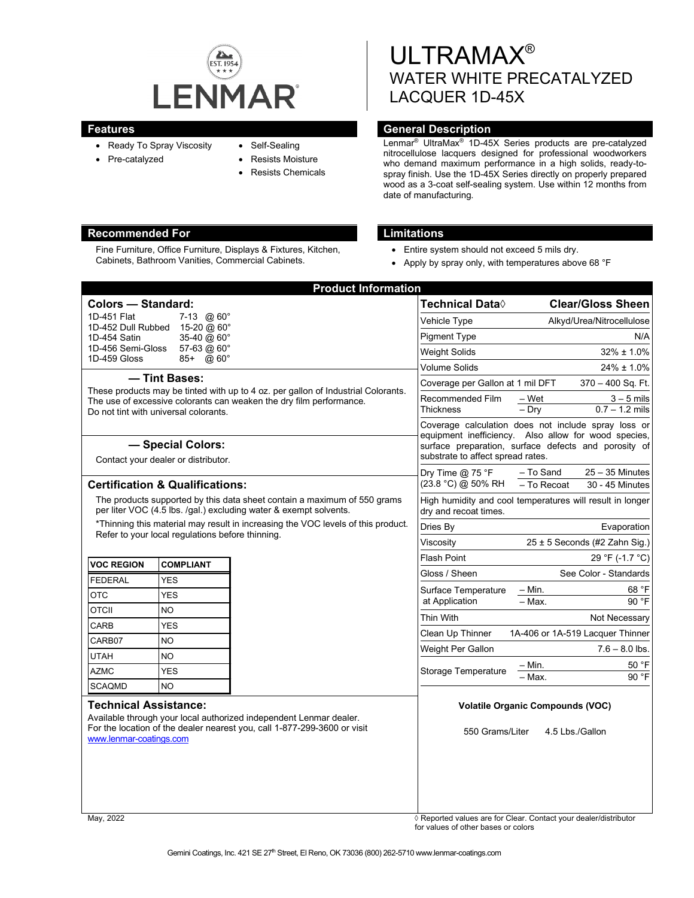LENMAR

# ULTRAMAX®
## WATER WHITE PRECATALYZED LACQUER 1D-45X

## Features

- Ready To Spray Viscosity
- Pre-catalyzed
- Self-Sealing
- Resists Moisture
- Resists Chemicals

## General Description

Lenmar® UltraMax® 1D-45X Series products are pre-catalyzed nitrocellulose lacquers designed for professional woodworkers who demand maximum performance in a high solids, ready-to-spray finish. Use the 1D-45X Series directly on properly prepared wood as a 3-coat self-sealing system. Use within 12 months from date of manufacturing.

## Recommended For

Fine Furniture, Office Furniture, Displays & Fixtures, Kitchen, Cabinets, Bathroom Vanities, Commercial Cabinets.

## Limitations

- Entire system should not exceed 5 mils dry.
- Apply by spray only, with temperatures above 68 °F

## Product Information

### Colors — Standard:

| | |
|---|---|
| 1D-451 Flat | 7-13 @ 60° |
| 1D-452 Dull Rubbed | 15-20 @ 60° |
| 1D-454 Satin | 35-40 @ 60° |
| 1D-456 Semi-Gloss | 57-63 @ 60° |
| 1D-459 Gloss | 85+ @ 60° |

### — Tint Bases:

These products may be tinted with up to 4 oz. per gallon of Industrial Colorants. The use of excessive colorants can weaken the dry film performance. Do not tint with universal colorants.

### — Special Colors:

Contact your dealer or distributor.

### Certification & Qualifications:

The products supported by this data sheet contain a maximum of 550 grams per liter VOC (4.5 lbs. /gal.) excluding water & exempt solvents.

*Thinning this material may result in increasing the VOC levels of this product. Refer to your local regulations before thinning.

| VOC REGION | COMPLIANT |
|---|---|
| FEDERAL | YES |
| OTC | YES |
| OTCII | NO |
| CARB | YES |
| CARB07 | NO |
| UTAH | NO |
| AZMC | YES |
| SCAQMD | NO |

### Technical Assistance:

Available through your local authorized independent Lenmar dealer. For the location of the dealer nearest you, call 1-877-299-3600 or visit www.lenmar-coatings.com

| Technical Data◊ | | Clear/Gloss Sheen |
|---|---|---|
| Vehicle Type | | Alkyd/Urea/Nitrocellulose |
| Pigment Type | | N/A |
| Weight Solids | | 32% ± 1.0% |
| Volume Solids | | 24% ± 1.0% |
| Coverage per Gallon at 1 mil DFT | | 370 – 400 Sq. Ft. |
| Recommended Film Thickness | – Wet | 3 – 5 mils |
| | – Dry | 0.7 – 1.2 mils |
| Coverage calculation does not include spray loss or equipment inefficiency. Also allow for wood species, surface preparation, surface defects and porosity of substrate to affect spread rates. | | |
| Dry Time @ 75 °F (23.8 °C) @ 50% RH | – To Sand | 25 – 35 Minutes |
| | – To Recoat | 30 - 45 Minutes |
| High humidity and cool temperatures will result in longer dry and recoat times. | | |
| Dries By | | Evaporation |
| Viscosity | | 25 ± 5 Seconds (#2 Zahn Sig.) |
| Flash Point | | 29 °F (-1.7 °C) |
| Gloss / Sheen | | See Color - Standards |
| Surface Temperature at Application | – Min. | 68 °F |
| | – Max. | 90 °F |
| Thin With | | Not Necessary |
| Clean Up Thinner | | 1A-406 or 1A-519 Lacquer Thinner |
| Weight Per Gallon | | 7.6 – 8.0 lbs. |
| Storage Temperature | – Min. | 50 °F |
| | – Max. | 90 °F |

**Volatile Organic Compounds (VOC)**

550 Grams/Liter 4.5 Lbs./Gallon

May, 2022

◊ Reported values are for Clear. Contact your dealer/distributor for values of other bases or colors

Gemini Coatings, Inc. 421 SE 27th Street, El Reno, OK 73036 (800) 262-5710 www.lenmar-coatings.com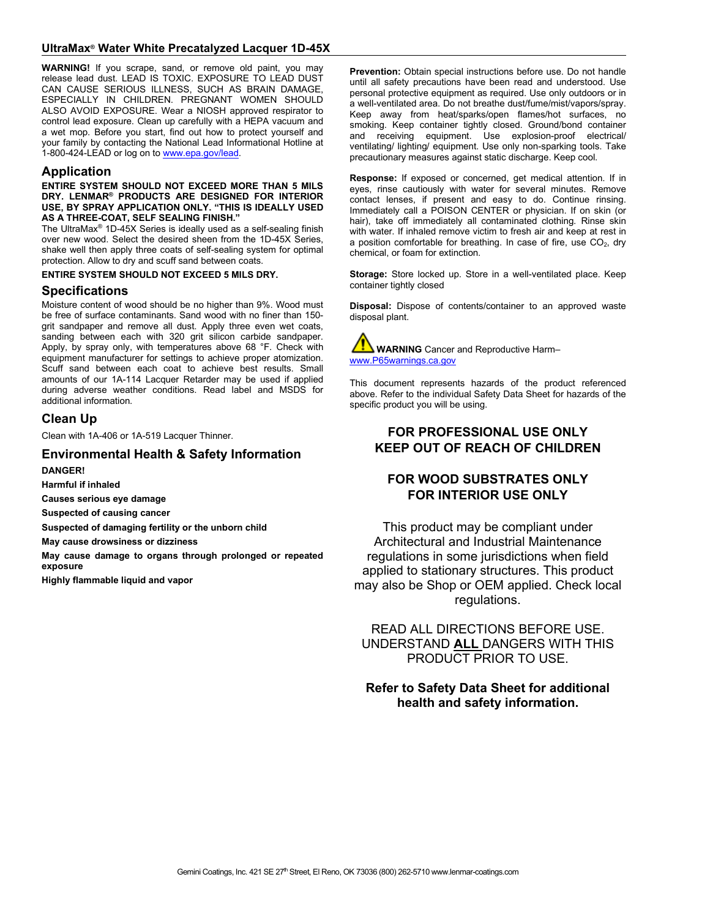## UltraMax® Water White Precatalyzed Lacquer 1D-45X

**WARNING!** If you scrape, sand, or remove old paint, you may release lead dust. LEAD IS TOXIC. EXPOSURE TO LEAD DUST CAN CAUSE SERIOUS ILLNESS, SUCH AS BRAIN DAMAGE, ESPECIALLY IN CHILDREN. PREGNANT WOMEN SHOULD ALSO AVOID EXPOSURE. Wear a NIOSH approved respirator to control lead exposure. Clean up carefully with a HEPA vacuum and a wet mop. Before you start, find out how to protect yourself and your family by contacting the National Lead Informational Hotline at 1-800-424-LEAD or log on to www.epa.gov/lead.

### Application

**ENTIRE SYSTEM SHOULD NOT EXCEED MORE THAN 5 MILS DRY. LENMAR® PRODUCTS ARE DESIGNED FOR INTERIOR USE, BY SPRAY APPLICATION ONLY. "THIS IS IDEALLY USED AS A THREE-COAT, SELF SEALING FINISH."**

The UltraMax® 1D-45X Series is ideally used as a self-sealing finish over new wood. Select the desired sheen from the 1D-45X Series, shake well then apply three coats of self-sealing system for optimal protection. Allow to dry and scuff sand between coats.

**ENTIRE SYSTEM SHOULD NOT EXCEED 5 MILS DRY.**

### Specifications

Moisture content of wood should be no higher than 9%. Wood must be free of surface contaminants. Sand wood with no finer than 150-grit sandpaper and remove all dust. Apply three even wet coats, sanding between each with 320 grit silicon carbide sandpaper. Apply, by spray only, with temperatures above 68 °F. Check with equipment manufacturer for settings to achieve proper atomization. Scuff sand between each coat to achieve best results. Small amounts of our 1A-114 Lacquer Retarder may be used if applied during adverse weather conditions. Read label and MSDS for additional information.

### Clean Up

Clean with 1A-406 or 1A-519 Lacquer Thinner.

### Environmental Health & Safety Information

**DANGER!**

**Harmful if inhaled**

**Causes serious eye damage**

**Suspected of causing cancer**

**Suspected of damaging fertility or the unborn child**

**May cause drowsiness or dizziness**

**May cause damage to organs through prolonged or repeated exposure**

**Highly flammable liquid and vapor**

**Prevention:** Obtain special instructions before use. Do not handle until all safety precautions have been read and understood. Use personal protective equipment as required. Use only outdoors or in a well-ventilated area. Do not breathe dust/fume/mist/vapors/spray. Keep away from heat/sparks/open flames/hot surfaces, no smoking. Keep container tightly closed. Ground/bond container and receiving equipment. Use explosion-proof electrical/ ventilating/ lighting/ equipment. Use only non-sparking tools. Take precautionary measures against static discharge. Keep cool.

**Response:** If exposed or concerned, get medical attention. If in eyes, rinse cautiously with water for several minutes. Remove contact lenses, if present and easy to do. Continue rinsing. Immediately call a POISON CENTER or physician. If on skin (or hair), take off immediately all contaminated clothing. Rinse skin with water. If inhaled remove victim to fresh air and keep at rest in a position comfortable for breathing. In case of fire, use $CO_2$, dry chemical, or foam for extinction.

**Storage:** Store locked up. Store in a well-ventilated place. Keep container tightly closed

**Disposal:** Dispose of contents/container to an approved waste disposal plant.

**WARNING** Cancer and Reproductive Harm– www.P65warnings.ca.gov

This document represents hazards of the product referenced above. Refer to the individual Safety Data Sheet for hazards of the specific product you will be using.

**FOR PROFESSIONAL USE ONLY**
**KEEP OUT OF REACH OF CHILDREN**

**FOR WOOD SUBSTRATES ONLY**
**FOR INTERIOR USE ONLY**

This product may be compliant under Architectural and Industrial Maintenance regulations in some jurisdictions when field applied to stationary structures. This product may also be Shop or OEM applied. Check local regulations.

READ ALL DIRECTIONS BEFORE USE. UNDERSTAND **ALL** DANGERS WITH THIS PRODUCT PRIOR TO USE.

**Refer to Safety Data Sheet for additional health and safety information.**

Gemini Coatings, Inc. 421 SE 27th Street, El Reno, OK 73036 (800) 262-5710 www.lenmar-coatings.com